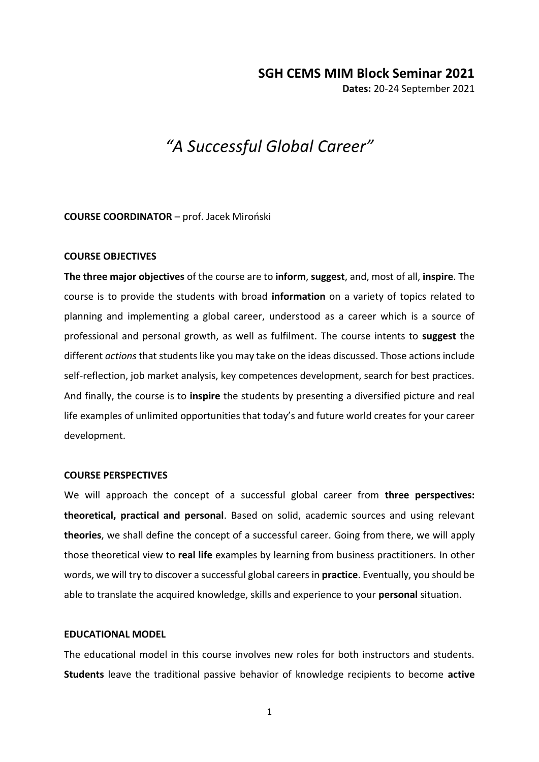## SGH CEMS MIM Block Seminar 2021

**Dates:** 20-24 September 2021

# *"A Successful Global Career"*

**COURSE COORDINATOR** – prof. Jacek Miroński

**COURSE OBJECTIVES**

**The three major objectives** of the course are to **inform**, **suggest**, and, most of all, **inspire**. The course is to provide the students with broad **information** on a variety of topics related to planning and implementing a global career, understood as a career which is a source of professional and personal growth, as well as fulfilment. The course intents to **suggest** the different *actions* that students like you may take on the ideas discussed. Those actions include self-reflection, job market analysis, key competences development, search for best practices. And finally, the course is to **inspire** the students by presenting a diversified picture and real life examples of unlimited opportunities that today's and future world creates for your career development.

**COURSE PERSPECTIVES**

We will approach the concept of a successful global career from **three perspectives: theoretical, practical and personal**. Based on solid, academic sources and using relevant **theories**, we shall define the concept of a successful career. Going from there, we will apply those theoretical view to **real life** examples by learning from business practitioners. In other words, we will try to discover a successful global careers in **practice**. Eventually, you should be able to translate the acquired knowledge, skills and experience to your **personal** situation.

**EDUCATIONAL MODEL**

The educational model in this course involves new roles for both instructors and students. **Students** leave the traditional passive behavior of knowledge recipients to become **active**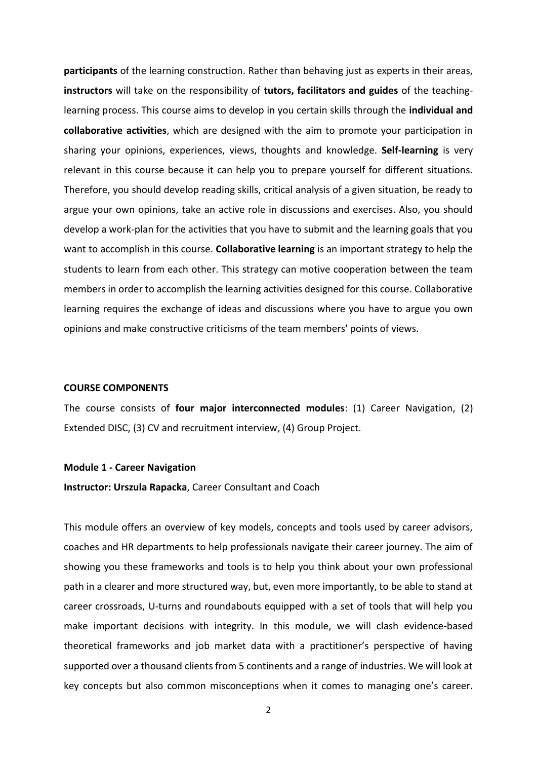**participants** of the learning construction. Rather than behaving just as experts in their areas, **instructors** will take on the responsibility of **tutors, facilitators and guides** of the teaching-learning process. This course aims to develop in you certain skills through the **individual and collaborative activities**, which are designed with the aim to promote your participation in sharing your opinions, experiences, views, thoughts and knowledge. **Self-learning** is very relevant in this course because it can help you to prepare yourself for different situations. Therefore, you should develop reading skills, critical analysis of a given situation, be ready to argue your own opinions, take an active role in discussions and exercises. Also, you should develop a work-plan for the activities that you have to submit and the learning goals that you want to accomplish in this course. **Collaborative learning** is an important strategy to help the students to learn from each other. This strategy can motive cooperation between the team members in order to accomplish the learning activities designed for this course. Collaborative learning requires the exchange of ideas and discussions where you have to argue you own opinions and make constructive criticisms of the team members' points of views.

## COURSE COMPONENTS

The course consists of **four major interconnected modules**: (1) Career Navigation, (2) Extended DISC, (3) CV and recruitment interview, (4) Group Project.

### Module 1 - Career Navigation

**Instructor: Urszula Rapacka**, Career Consultant and Coach

This module offers an overview of key models, concepts and tools used by career advisors, coaches and HR departments to help professionals navigate their career journey. The aim of showing you these frameworks and tools is to help you think about your own professional path in a clearer and more structured way, but, even more importantly, to be able to stand at career crossroads, U-turns and roundabouts equipped with a set of tools that will help you make important decisions with integrity. In this module, we will clash evidence-based theoretical frameworks and job market data with a practitioner's perspective of having supported over a thousand clients from 5 continents and a range of industries. We will look at key concepts but also common misconceptions when it comes to managing one's career.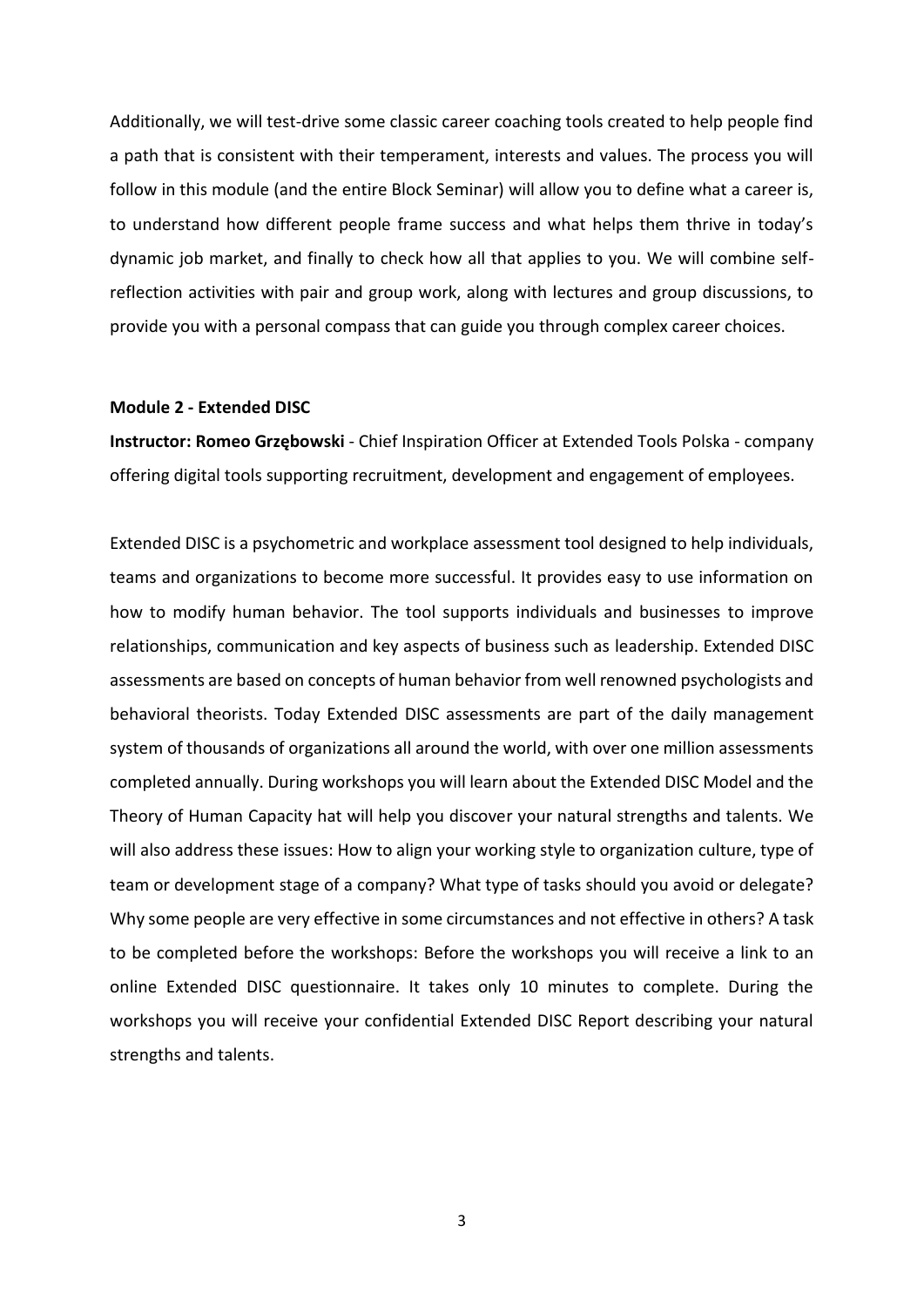Additionally, we will test-drive some classic career coaching tools created to help people find a path that is consistent with their temperament, interests and values. The process you will follow in this module (and the entire Block Seminar) will allow you to define what a career is, to understand how different people frame success and what helps them thrive in today's dynamic job market, and finally to check how all that applies to you. We will combine self-reflection activities with pair and group work, along with lectures and group discussions, to provide you with a personal compass that can guide you through complex career choices.

**Module 2 - Extended DISC**

**Instructor: Romeo Grzębowski** - Chief Inspiration Officer at Extended Tools Polska - company offering digital tools supporting recruitment, development and engagement of employees.

Extended DISC is a psychometric and workplace assessment tool designed to help individuals, teams and organizations to become more successful. It provides easy to use information on how to modify human behavior. The tool supports individuals and businesses to improve relationships, communication and key aspects of business such as leadership. Extended DISC assessments are based on concepts of human behavior from well renowned psychologists and behavioral theorists. Today Extended DISC assessments are part of the daily management system of thousands of organizations all around the world, with over one million assessments completed annually. During workshops you will learn about the Extended DISC Model and the Theory of Human Capacity hat will help you discover your natural strengths and talents. We will also address these issues: How to align your working style to organization culture, type of team or development stage of a company? What type of tasks should you avoid or delegate? Why some people are very effective in some circumstances and not effective in others? A task to be completed before the workshops: Before the workshops you will receive a link to an online Extended DISC questionnaire. It takes only 10 minutes to complete. During the workshops you will receive your confidential Extended DISC Report describing your natural strengths and talents.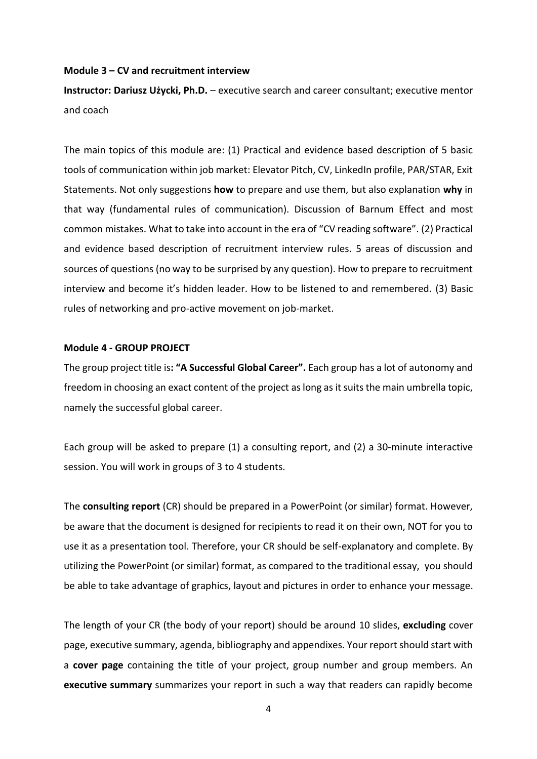**Module 3 – CV and recruitment interview**

**Instructor: Dariusz Użycki, Ph.D.** – executive search and career consultant; executive mentor and coach

The main topics of this module are: (1) Practical and evidence based description of 5 basic tools of communication within job market: Elevator Pitch, CV, LinkedIn profile, PAR/STAR, Exit Statements. Not only suggestions **how** to prepare and use them, but also explanation **why** in that way (fundamental rules of communication). Discussion of Barnum Effect and most common mistakes. What to take into account in the era of "CV reading software". (2) Practical and evidence based description of recruitment interview rules. 5 areas of discussion and sources of questions (no way to be surprised by any question). How to prepare to recruitment interview and become it's hidden leader. How to be listened to and remembered. (3) Basic rules of networking and pro-active movement on job-market.

**Module 4 - GROUP PROJECT**

The group project title is**: "A Successful Global Career".** Each group has a lot of autonomy and freedom in choosing an exact content of the project as long as it suits the main umbrella topic, namely the successful global career.

Each group will be asked to prepare (1) a consulting report, and (2) a 30-minute interactive session. You will work in groups of 3 to 4 students.

The **consulting report** (CR) should be prepared in a PowerPoint (or similar) format. However, be aware that the document is designed for recipients to read it on their own, NOT for you to use it as a presentation tool. Therefore, your CR should be self-explanatory and complete. By utilizing the PowerPoint (or similar) format, as compared to the traditional essay, you should be able to take advantage of graphics, layout and pictures in order to enhance your message.

The length of your CR (the body of your report) should be around 10 slides, **excluding** cover page, executive summary, agenda, bibliography and appendixes. Your report should start with a **cover page** containing the title of your project, group number and group members. An **executive summary** summarizes your report in such a way that readers can rapidly become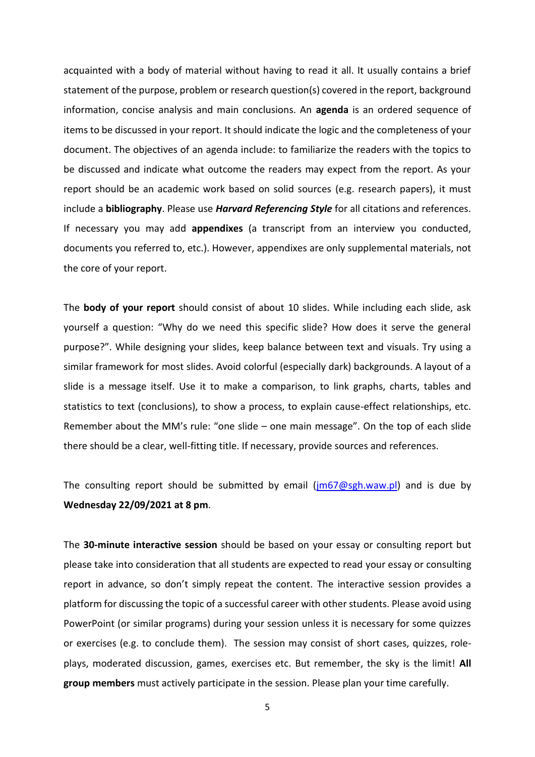acquainted with a body of material without having to read it all. It usually contains a brief statement of the purpose, problem or research question(s) covered in the report, background information, concise analysis and main conclusions. An **agenda** is an ordered sequence of items to be discussed in your report. It should indicate the logic and the completeness of your document. The objectives of an agenda include: to familiarize the readers with the topics to be discussed and indicate what outcome the readers may expect from the report. As your report should be an academic work based on solid sources (e.g. research papers), it must include a **bibliography**. Please use ***Harvard Referencing Style*** for all citations and references. If necessary you may add **appendixes** (a transcript from an interview you conducted, documents you referred to, etc.). However, appendixes are only supplemental materials, not the core of your report.

The **body of your report** should consist of about 10 slides. While including each slide, ask yourself a question: "Why do we need this specific slide? How does it serve the general purpose?". While designing your slides, keep balance between text and visuals. Try using a similar framework for most slides. Avoid colorful (especially dark) backgrounds. A layout of a slide is a message itself. Use it to make a comparison, to link graphs, charts, tables and statistics to text (conclusions), to show a process, to explain cause-effect relationships, etc. Remember about the MM's rule: "one slide – one main message". On the top of each slide there should be a clear, well-fitting title. If necessary, provide sources and references.

The consulting report should be submitted by email (jm67@sgh.waw.pl) and is due by **Wednesday 22/09/2021 at 8 pm**.

The **30-minute interactive session** should be based on your essay or consulting report but please take into consideration that all students are expected to read your essay or consulting report in advance, so don't simply repeat the content. The interactive session provides a platform for discussing the topic of a successful career with other students. Please avoid using PowerPoint (or similar programs) during your session unless it is necessary for some quizzes or exercises (e.g. to conclude them). The session may consist of short cases, quizzes, role-plays, moderated discussion, games, exercises etc. But remember, the sky is the limit! **All group members** must actively participate in the session. Please plan your time carefully.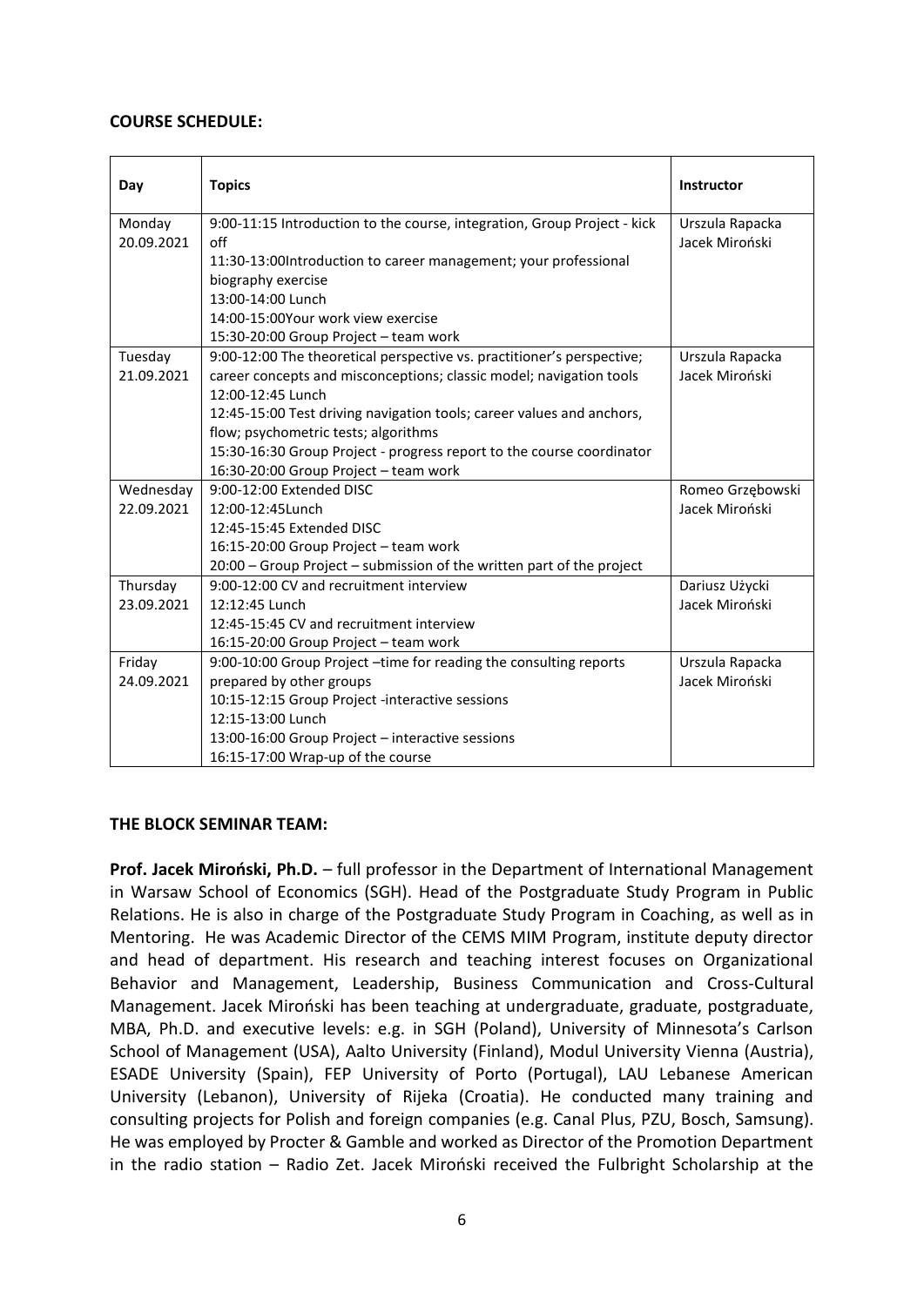**COURSE SCHEDULE:**

| Day | Topics | Instructor |
|---|---|---|
| Monday 20.09.2021 | 9:00-11:15 Introduction to the course, integration, Group Project - kick off<br>11:30-13:00Introduction to career management; your professional biography exercise<br>13:00-14:00 Lunch<br>14:00-15:00Your work view exercise<br>15:30-20:00 Group Project – team work | Urszula Rapacka<br>Jacek Miroński |
| Tuesday 21.09.2021 | 9:00-12:00 The theoretical perspective vs. practitioner's perspective; career concepts and misconceptions; classic model; navigation tools<br>12:00-12:45 Lunch<br>12:45-15:00 Test driving navigation tools; career values and anchors, flow; psychometric tests; algorithms<br>15:30-16:30 Group Project - progress report to the course coordinator<br>16:30-20:00 Group Project – team work | Urszula Rapacka<br>Jacek Miroński |
| Wednesday 22.09.2021 | 9:00-12:00 Extended DISC<br>12:00-12:45Lunch<br>12:45-15:45 Extended DISC<br>16:15-20:00 Group Project – team work<br>20:00 – Group Project – submission of the written part of the project | Romeo Grzębowski<br>Jacek Miroński |
| Thursday 23.09.2021 | 9:00-12:00 CV and recruitment interview<br>12:12:45 Lunch<br>12:45-15:45 CV and recruitment interview<br>16:15-20:00 Group Project – team work | Dariusz Użycki<br>Jacek Miroński |
| Friday 24.09.2021 | 9:00-10:00 Group Project –time for reading the consulting reports prepared by other groups<br>10:15-12:15 Group Project -interactive sessions<br>12:15-13:00 Lunch<br>13:00-16:00 Group Project – interactive sessions<br>16:15-17:00 Wrap-up of the course | Urszula Rapacka<br>Jacek Miroński |

**THE BLOCK SEMINAR TEAM:**

**Prof. Jacek Miroński, Ph.D.** – full professor in the Department of International Management in Warsaw School of Economics (SGH). Head of the Postgraduate Study Program in Public Relations. He is also in charge of the Postgraduate Study Program in Coaching, as well as in Mentoring. He was Academic Director of the CEMS MIM Program, institute deputy director and head of department. His research and teaching interest focuses on Organizational Behavior and Management, Leadership, Business Communication and Cross-Cultural Management. Jacek Miroński has been teaching at undergraduate, graduate, postgraduate, MBA, Ph.D. and executive levels: e.g. in SGH (Poland), University of Minnesota's Carlson School of Management (USA), Aalto University (Finland), Modul University Vienna (Austria), ESADE University (Spain), FEP University of Porto (Portugal), LAU Lebanese American University (Lebanon), University of Rijeka (Croatia). He conducted many training and consulting projects for Polish and foreign companies (e.g. Canal Plus, PZU, Bosch, Samsung). He was employed by Procter & Gamble and worked as Director of the Promotion Department in the radio station – Radio Zet. Jacek Miroński received the Fulbright Scholarship at the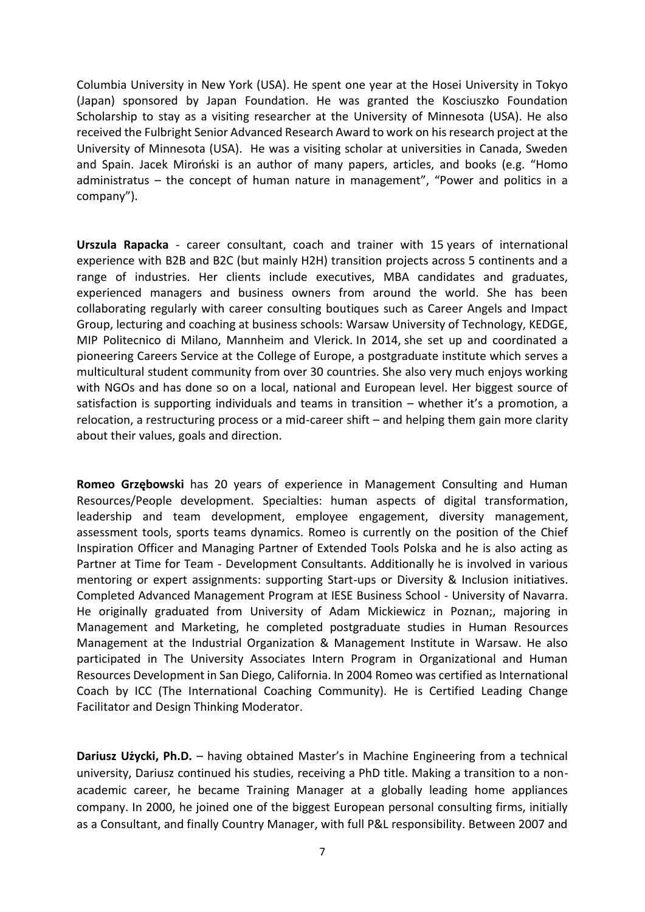Columbia University in New York (USA). He spent one year at the Hosei University in Tokyo (Japan) sponsored by Japan Foundation. He was granted the Kosciuszko Foundation Scholarship to stay as a visiting researcher at the University of Minnesota (USA). He also received the Fulbright Senior Advanced Research Award to work on his research project at the University of Minnesota (USA). He was a visiting scholar at universities in Canada, Sweden and Spain. Jacek Miroński is an author of many papers, articles, and books (e.g. "Homo administratus – the concept of human nature in management", "Power and politics in a company").

**Urszula Rapacka** - career consultant, coach and trainer with 15 years of international experience with B2B and B2C (but mainly H2H) transition projects across 5 continents and a range of industries. Her clients include executives, MBA candidates and graduates, experienced managers and business owners from around the world. She has been collaborating regularly with career consulting boutiques such as Career Angels and Impact Group, lecturing and coaching at business schools: Warsaw University of Technology, KEDGE, MIP Politecnico di Milano, Mannheim and Vlerick. In 2014, she set up and coordinated a pioneering Careers Service at the College of Europe, a postgraduate institute which serves a multicultural student community from over 30 countries. She also very much enjoys working with NGOs and has done so on a local, national and European level. Her biggest source of satisfaction is supporting individuals and teams in transition – whether it's a promotion, a relocation, a restructuring process or a mid-career shift – and helping them gain more clarity about their values, goals and direction.

**Romeo Grzębowski** has 20 years of experience in Management Consulting and Human Resources/People development. Specialties: human aspects of digital transformation, leadership and team development, employee engagement, diversity management, assessment tools, sports teams dynamics. Romeo is currently on the position of the Chief Inspiration Officer and Managing Partner of Extended Tools Polska and he is also acting as Partner at Time for Team - Development Consultants. Additionally he is involved in various mentoring or expert assignments: supporting Start-ups or Diversity & Inclusion initiatives. Completed Advanced Management Program at IESE Business School - University of Navarra. He originally graduated from University of Adam Mickiewicz in Poznan;, majoring in Management and Marketing, he completed postgraduate studies in Human Resources Management at the Industrial Organization & Management Institute in Warsaw. He also participated in The University Associates Intern Program in Organizational and Human Resources Development in San Diego, California. In 2004 Romeo was certified as International Coach by ICC (The International Coaching Community). He is Certified Leading Change Facilitator and Design Thinking Moderator.

**Dariusz Użycki, Ph.D.** – having obtained Master's in Machine Engineering from a technical university, Dariusz continued his studies, receiving a PhD title. Making a transition to a non-academic career, he became Training Manager at a globally leading home appliances company. In 2000, he joined one of the biggest European personal consulting firms, initially as a Consultant, and finally Country Manager, with full P&L responsibility. Between 2007 and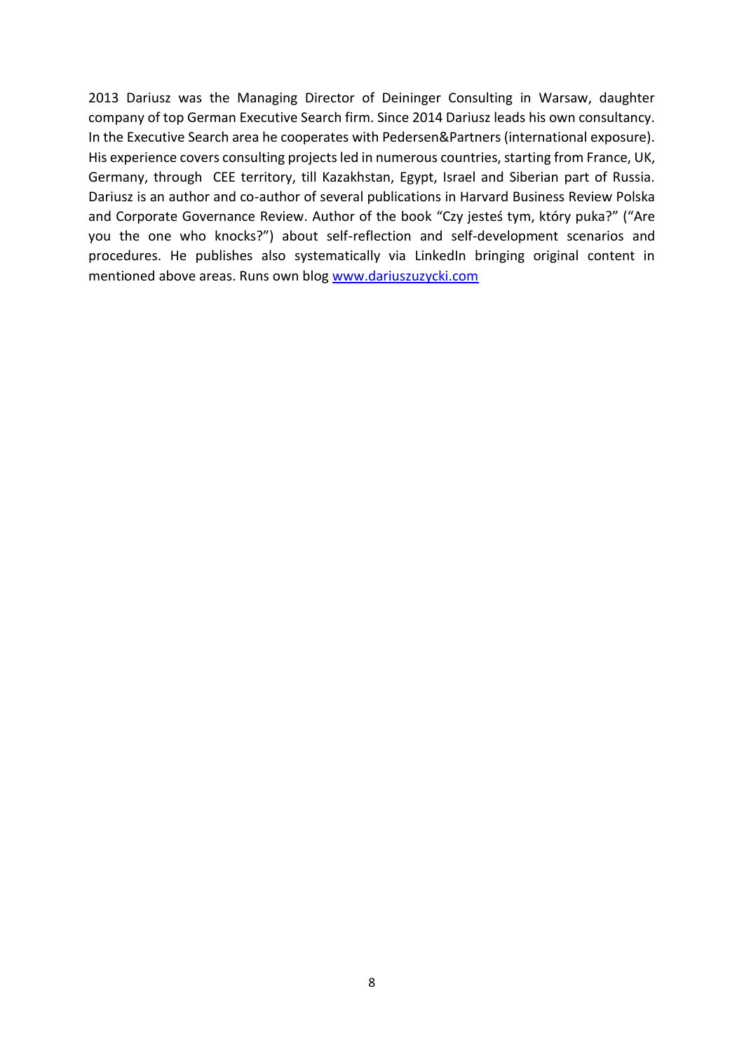2013 Dariusz was the Managing Director of Deininger Consulting in Warsaw, daughter company of top German Executive Search firm. Since 2014 Dariusz leads his own consultancy. In the Executive Search area he cooperates with Pedersen&Partners (international exposure). His experience covers consulting projects led in numerous countries, starting from France, UK, Germany, through CEE territory, till Kazakhstan, Egypt, Israel and Siberian part of Russia. Dariusz is an author and co-author of several publications in Harvard Business Review Polska and Corporate Governance Review. Author of the book "Czy jesteś tym, który puka?" ("Are you the one who knocks?") about self-reflection and self-development scenarios and procedures. He publishes also systematically via LinkedIn bringing original content in mentioned above areas. Runs own blog [www.dariuszuzycki.com](http://www.dariuszuzycki.com)